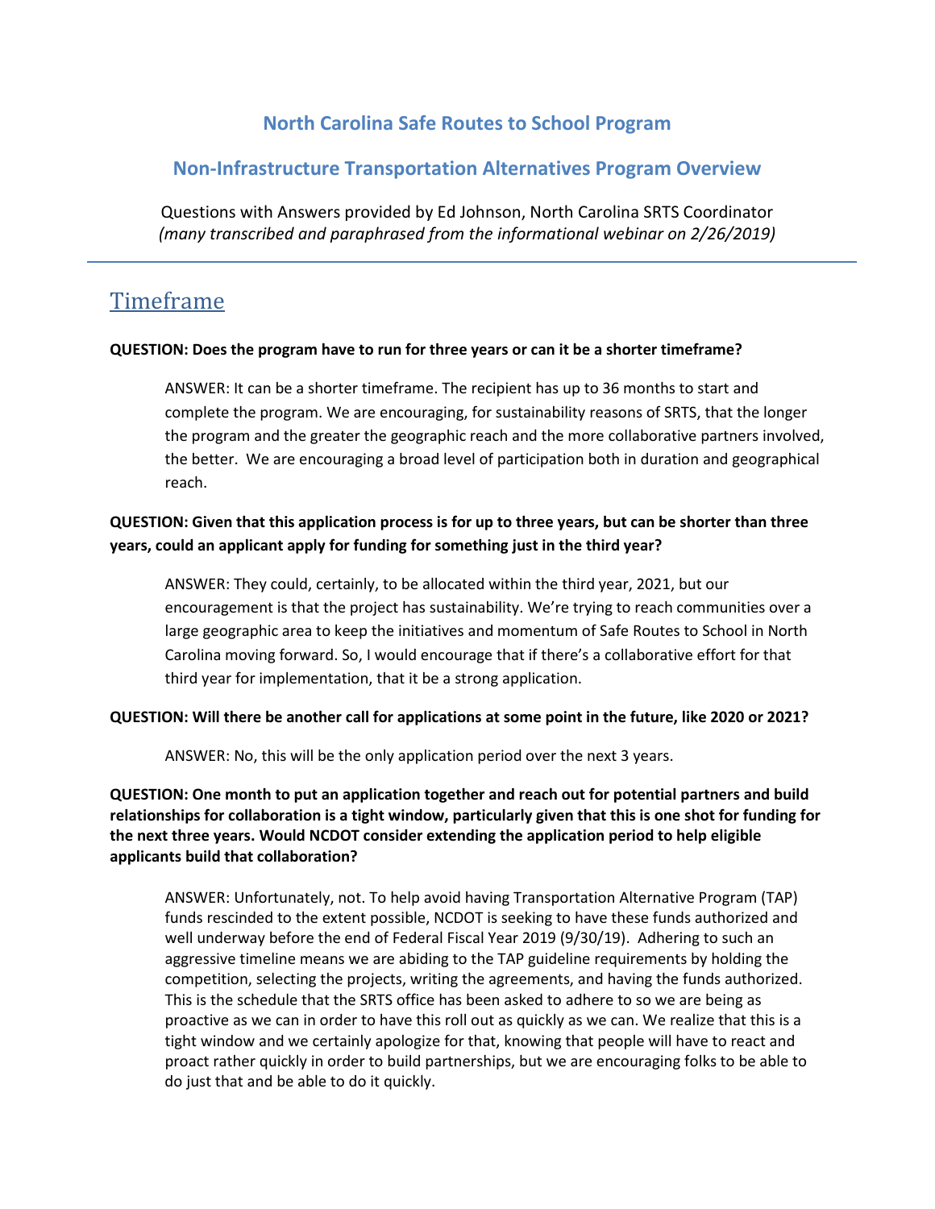# North Carolina Safe Routes to School Program

## Non-Infrastructure Transportation Alternatives Program Overview

Questions with Answers provided by Ed Johnson, North Carolina SRTS Coordinator
*(many transcribed and paraphrased from the informational webinar on 2/26/2019)*

---

## Timeframe

**QUESTION: Does the program have to run for three years or can it be a shorter timeframe?**

> ANSWER: It can be a shorter timeframe. The recipient has up to 36 months to start and complete the program. We are encouraging, for sustainability reasons of SRTS, that the longer the program and the greater the geographic reach and the more collaborative partners involved, the better. We are encouraging a broad level of participation both in duration and geographical reach.

**QUESTION: Given that this application process is for up to three years, but can be shorter than three years, could an applicant apply for funding for something just in the third year?**

> ANSWER: They could, certainly, to be allocated within the third year, 2021, but our encouragement is that the project has sustainability. We're trying to reach communities over a large geographic area to keep the initiatives and momentum of Safe Routes to School in North Carolina moving forward. So, I would encourage that if there's a collaborative effort for that third year for implementation, that it be a strong application.

**QUESTION: Will there be another call for applications at some point in the future, like 2020 or 2021?**

> ANSWER: No, this will be the only application period over the next 3 years.

**QUESTION: One month to put an application together and reach out for potential partners and build relationships for collaboration is a tight window, particularly given that this is one shot for funding for the next three years. Would NCDOT consider extending the application period to help eligible applicants build that collaboration?**

> ANSWER: Unfortunately, not. To help avoid having Transportation Alternative Program (TAP) funds rescinded to the extent possible, NCDOT is seeking to have these funds authorized and well underway before the end of Federal Fiscal Year 2019 (9/30/19). Adhering to such an aggressive timeline means we are abiding to the TAP guideline requirements by holding the competition, selecting the projects, writing the agreements, and having the funds authorized. This is the schedule that the SRTS office has been asked to adhere to so we are being as proactive as we can in order to have this roll out as quickly as we can. We realize that this is a tight window and we certainly apologize for that, knowing that people will have to react and proact rather quickly in order to build partnerships, but we are encouraging folks to be able to do just that and be able to do it quickly.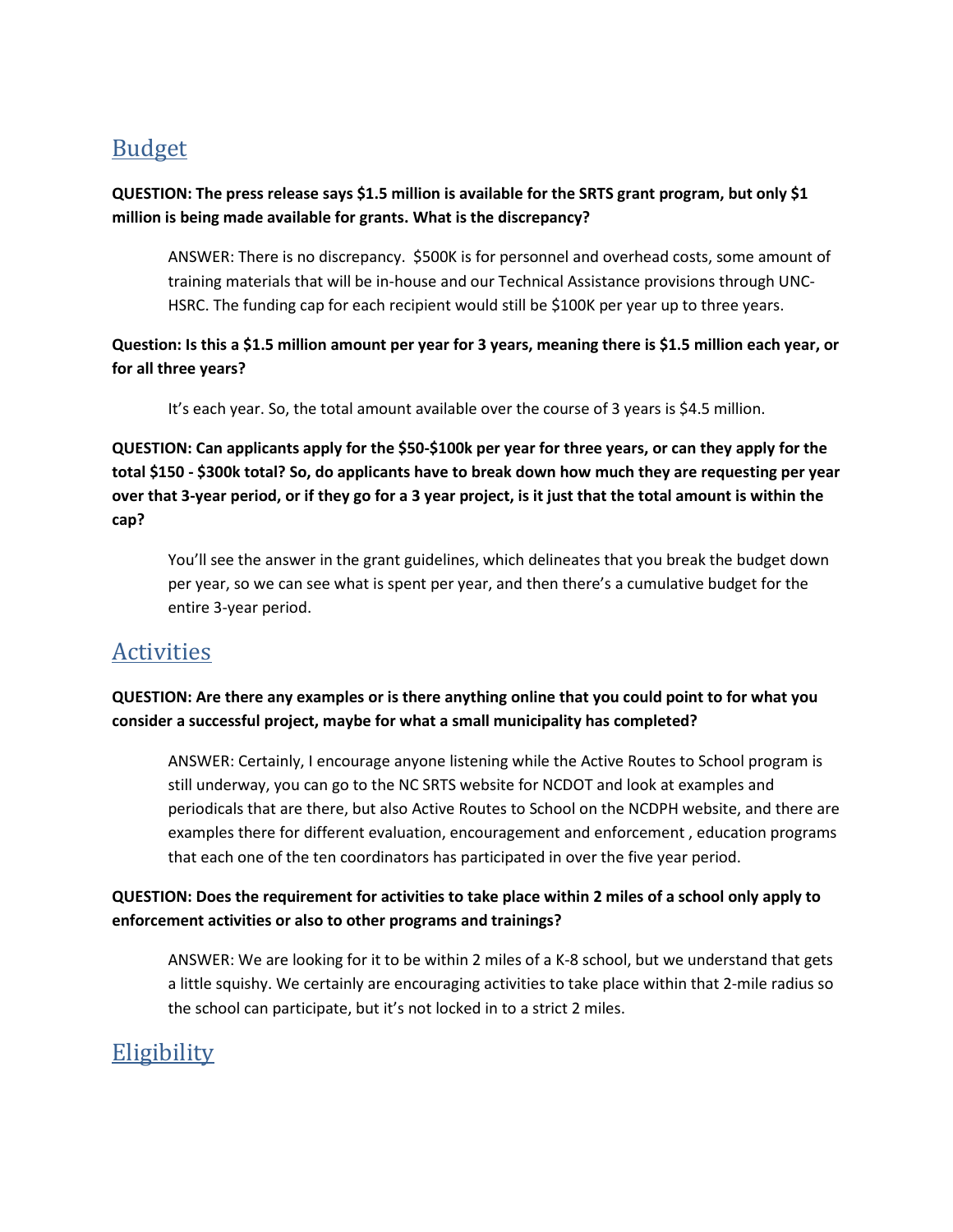## Budget

**QUESTION: The press release says $1.5 million is available for the SRTS grant program, but only $1 million is being made available for grants. What is the discrepancy?**

> ANSWER: There is no discrepancy. $500K is for personnel and overhead costs, some amount of training materials that will be in-house and our Technical Assistance provisions through UNC-HSRC. The funding cap for each recipient would still be $100K per year up to three years.

**Question: Is this a $1.5 million amount per year for 3 years, meaning there is $1.5 million each year, or for all three years?**

> It's each year. So, the total amount available over the course of 3 years is $4.5 million.

**QUESTION: Can applicants apply for the $50-$100k per year for three years, or can they apply for the total $150 - $300k total? So, do applicants have to break down how much they are requesting per year over that 3-year period, or if they go for a 3 year project, is it just that the total amount is within the cap?**

> You'll see the answer in the grant guidelines, which delineates that you break the budget down per year, so we can see what is spent per year, and then there's a cumulative budget for the entire 3-year period.

## Activities

**QUESTION: Are there any examples or is there anything online that you could point to for what you consider a successful project, maybe for what a small municipality has completed?**

> ANSWER: Certainly, I encourage anyone listening while the Active Routes to School program is still underway, you can go to the NC SRTS website for NCDOT and look at examples and periodicals that are there, but also Active Routes to School on the NCDPH website, and there are examples there for different evaluation, encouragement and enforcement , education programs that each one of the ten coordinators has participated in over the five year period.

**QUESTION: Does the requirement for activities to take place within 2 miles of a school only apply to enforcement activities or also to other programs and trainings?**

> ANSWER: We are looking for it to be within 2 miles of a K-8 school, but we understand that gets a little squishy. We certainly are encouraging activities to take place within that 2-mile radius so the school can participate, but it's not locked in to a strict 2 miles.

## Eligibility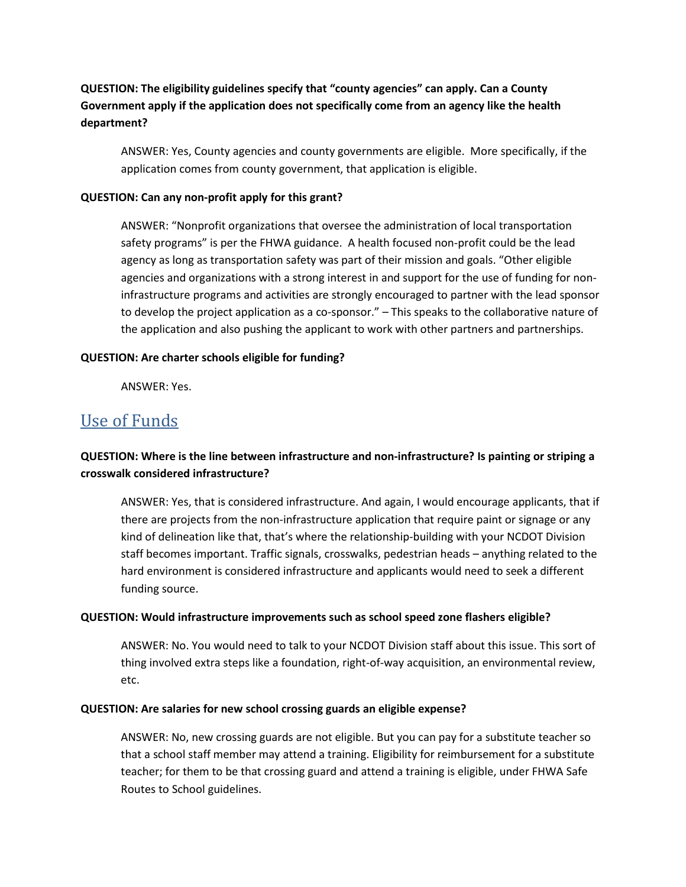**QUESTION: The eligibility guidelines specify that "county agencies" can apply. Can a County Government apply if the application does not specifically come from an agency like the health department?**

ANSWER: Yes, County agencies and county governments are eligible. More specifically, if the application comes from county government, that application is eligible.

**QUESTION: Can any non-profit apply for this grant?**

ANSWER: "Nonprofit organizations that oversee the administration of local transportation safety programs" is per the FHWA guidance. A health focused non-profit could be the lead agency as long as transportation safety was part of their mission and goals. "Other eligible agencies and organizations with a strong interest in and support for the use of funding for non-infrastructure programs and activities are strongly encouraged to partner with the lead sponsor to develop the project application as a co-sponsor." – This speaks to the collaborative nature of the application and also pushing the applicant to work with other partners and partnerships.

**QUESTION: Are charter schools eligible for funding?**

ANSWER: Yes.

## Use of Funds

**QUESTION: Where is the line between infrastructure and non-infrastructure? Is painting or striping a crosswalk considered infrastructure?**

ANSWER: Yes, that is considered infrastructure. And again, I would encourage applicants, that if there are projects from the non-infrastructure application that require paint or signage or any kind of delineation like that, that's where the relationship-building with your NCDOT Division staff becomes important. Traffic signals, crosswalks, pedestrian heads – anything related to the hard environment is considered infrastructure and applicants would need to seek a different funding source.

**QUESTION: Would infrastructure improvements such as school speed zone flashers eligible?**

ANSWER: No. You would need to talk to your NCDOT Division staff about this issue. This sort of thing involved extra steps like a foundation, right-of-way acquisition, an environmental review, etc.

**QUESTION: Are salaries for new school crossing guards an eligible expense?**

ANSWER: No, new crossing guards are not eligible. But you can pay for a substitute teacher so that a school staff member may attend a training. Eligibility for reimbursement for a substitute teacher; for them to be that crossing guard and attend a training is eligible, under FHWA Safe Routes to School guidelines.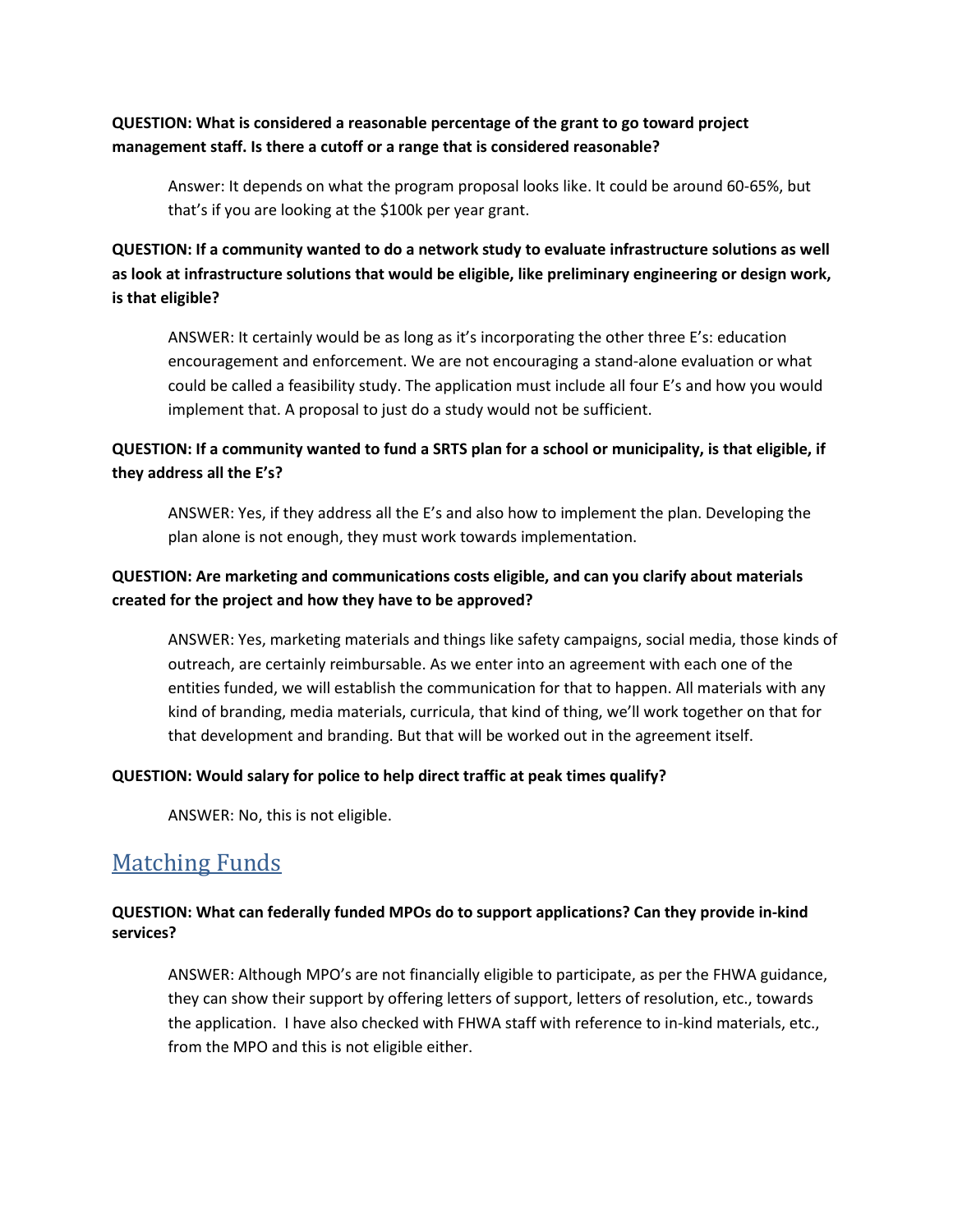**QUESTION: What is considered a reasonable percentage of the grant to go toward project management staff. Is there a cutoff or a range that is considered reasonable?**

> Answer: It depends on what the program proposal looks like. It could be around 60-65%, but that's if you are looking at the $100k per year grant.

**QUESTION: If a community wanted to do a network study to evaluate infrastructure solutions as well as look at infrastructure solutions that would be eligible, like preliminary engineering or design work, is that eligible?**

> ANSWER: It certainly would be as long as it's incorporating the other three E's: education encouragement and enforcement. We are not encouraging a stand-alone evaluation or what could be called a feasibility study. The application must include all four E's and how you would implement that. A proposal to just do a study would not be sufficient.

**QUESTION: If a community wanted to fund a SRTS plan for a school or municipality, is that eligible, if they address all the E's?**

> ANSWER: Yes, if they address all the E's and also how to implement the plan. Developing the plan alone is not enough, they must work towards implementation.

**QUESTION: Are marketing and communications costs eligible, and can you clarify about materials created for the project and how they have to be approved?**

> ANSWER: Yes, marketing materials and things like safety campaigns, social media, those kinds of outreach, are certainly reimbursable. As we enter into an agreement with each one of the entities funded, we will establish the communication for that to happen. All materials with any kind of branding, media materials, curricula, that kind of thing, we'll work together on that for that development and branding. But that will be worked out in the agreement itself.

**QUESTION: Would salary for police to help direct traffic at peak times qualify?**

> ANSWER: No, this is not eligible.

## Matching Funds

**QUESTION: What can federally funded MPOs do to support applications? Can they provide in-kind services?**

> ANSWER: Although MPO's are not financially eligible to participate, as per the FHWA guidance, they can show their support by offering letters of support, letters of resolution, etc., towards the application. I have also checked with FHWA staff with reference to in-kind materials, etc., from the MPO and this is not eligible either.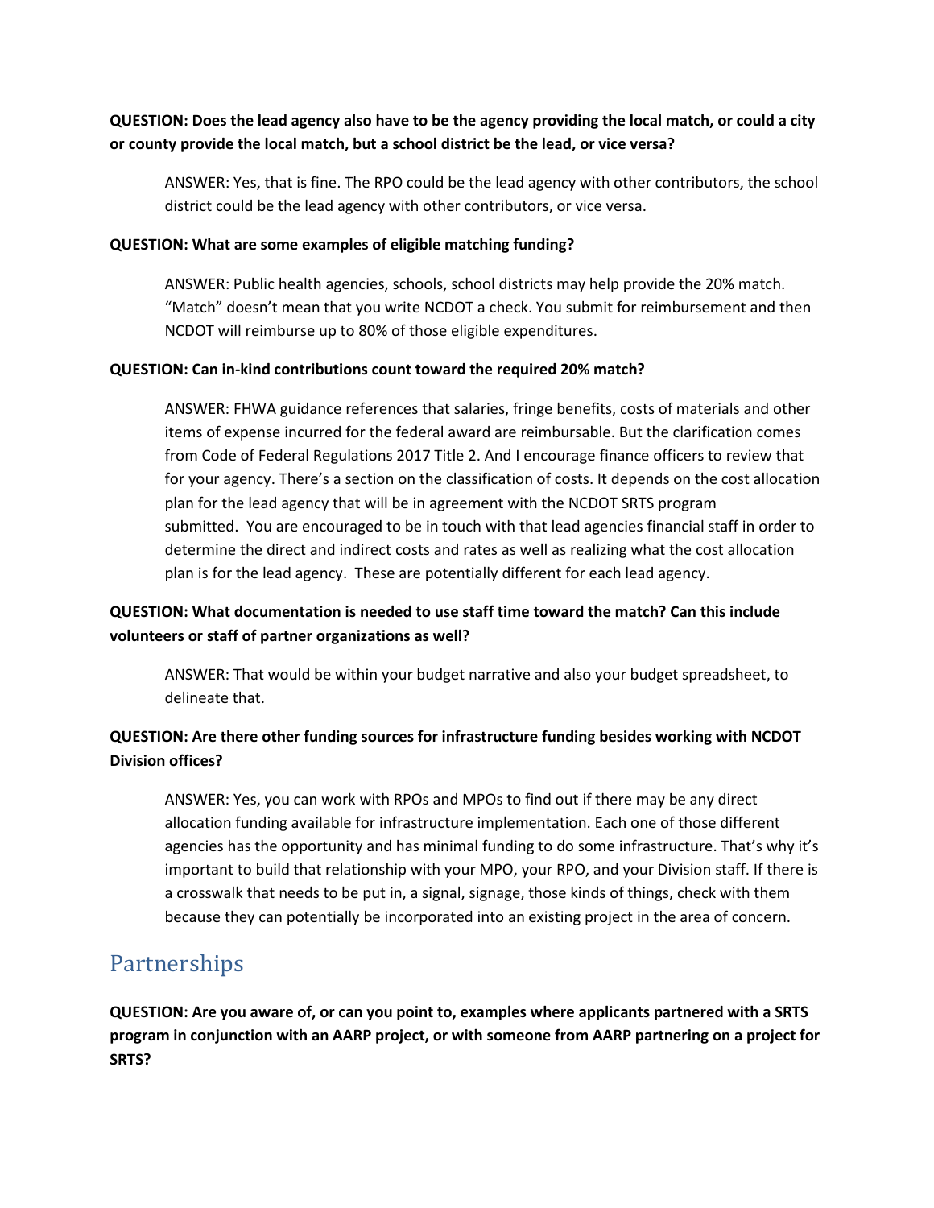**QUESTION: Does the lead agency also have to be the agency providing the local match, or could a city or county provide the local match, but a school district be the lead, or vice versa?**

ANSWER: Yes, that is fine. The RPO could be the lead agency with other contributors, the school district could be the lead agency with other contributors, or vice versa.

**QUESTION: What are some examples of eligible matching funding?**

ANSWER: Public health agencies, schools, school districts may help provide the 20% match. "Match" doesn't mean that you write NCDOT a check. You submit for reimbursement and then NCDOT will reimburse up to 80% of those eligible expenditures.

**QUESTION: Can in-kind contributions count toward the required 20% match?**

ANSWER: FHWA guidance references that salaries, fringe benefits, costs of materials and other items of expense incurred for the federal award are reimbursable. But the clarification comes from Code of Federal Regulations 2017 Title 2. And I encourage finance officers to review that for your agency. There's a section on the classification of costs. It depends on the cost allocation plan for the lead agency that will be in agreement with the NCDOT SRTS program submitted. You are encouraged to be in touch with that lead agencies financial staff in order to determine the direct and indirect costs and rates as well as realizing what the cost allocation plan is for the lead agency. These are potentially different for each lead agency.

**QUESTION: What documentation is needed to use staff time toward the match? Can this include volunteers or staff of partner organizations as well?**

ANSWER: That would be within your budget narrative and also your budget spreadsheet, to delineate that.

**QUESTION: Are there other funding sources for infrastructure funding besides working with NCDOT Division offices?**

ANSWER: Yes, you can work with RPOs and MPOs to find out if there may be any direct allocation funding available for infrastructure implementation. Each one of those different agencies has the opportunity and has minimal funding to do some infrastructure. That's why it's important to build that relationship with your MPO, your RPO, and your Division staff. If there is a crosswalk that needs to be put in, a signal, signage, those kinds of things, check with them because they can potentially be incorporated into an existing project in the area of concern.

## Partnerships

**QUESTION: Are you aware of, or can you point to, examples where applicants partnered with a SRTS program in conjunction with an AARP project, or with someone from AARP partnering on a project for SRTS?**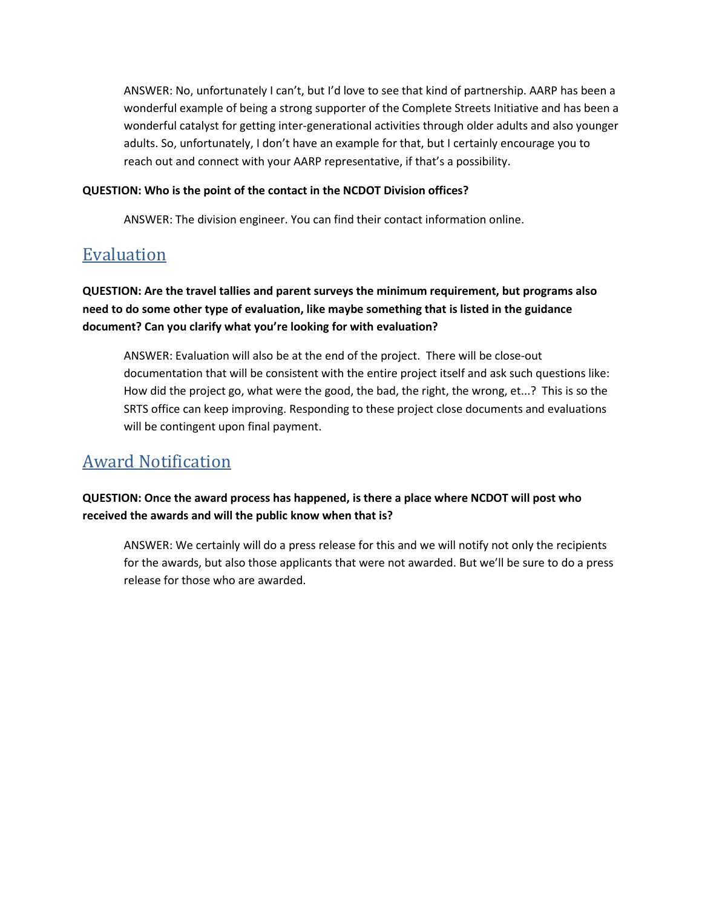ANSWER: No, unfortunately I can't, but I'd love to see that kind of partnership. AARP has been a wonderful example of being a strong supporter of the Complete Streets Initiative and has been a wonderful catalyst for getting inter-generational activities through older adults and also younger adults. So, unfortunately, I don't have an example for that, but I certainly encourage you to reach out and connect with your AARP representative, if that's a possibility.

**QUESTION: Who is the point of the contact in the NCDOT Division offices?**

ANSWER: The division engineer. You can find their contact information online.

## Evaluation

**QUESTION: Are the travel tallies and parent surveys the minimum requirement, but programs also need to do some other type of evaluation, like maybe something that is listed in the guidance document? Can you clarify what you're looking for with evaluation?**

ANSWER: Evaluation will also be at the end of the project. There will be close-out documentation that will be consistent with the entire project itself and ask such questions like: How did the project go, what were the good, the bad, the right, the wrong, et...? This is so the SRTS office can keep improving. Responding to these project close documents and evaluations will be contingent upon final payment.

## Award Notification

**QUESTION: Once the award process has happened, is there a place where NCDOT will post who received the awards and will the public know when that is?**

ANSWER: We certainly will do a press release for this and we will notify not only the recipients for the awards, but also those applicants that were not awarded. But we'll be sure to do a press release for those who are awarded.